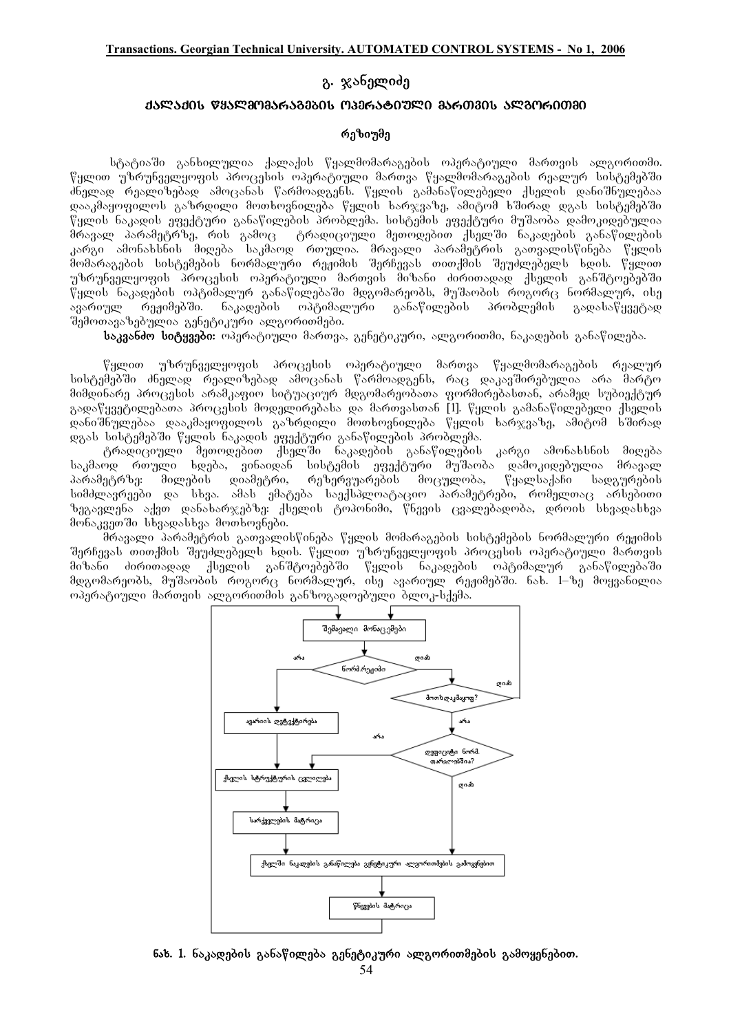## გ. ჯანელიძე

# ქალაქის წყალმომარაგების ოპერატიული მართვის ალგორითმი

### რეზიუმე

სტატიაში განხილულია ქალაქის წყალმომარაგების ოპერატიული მართვის ალგორითმი. წყლით უზრუნველყოფის პროცესის ოპერატიული მართვა წყალმომარაგების რეალურ სისტემებში ძნელად რეალიზებად ამოცანას წარმოადგენს. წყლის გამანაწილებელი ქსელის დანიშნულებაა დააკმაყოფილოს გაზრდილი მოთხოვნილება წყლის ხარჯვაზე, ამიტომ ხშირად დგას სისტემებში წყლის ნაკადის ეფექტური განაწილების პრობლემა. სისტემის ეფექტური მუშაობა დამოკიდებულია მრავალ პარამეტრზე, რის გამოც ტრადიციული მეთოდებით ქსელში ნაკადების განაწილების კარგი ამონახსნის მიღება საკმაოდ რთულია. მრავალი პარამეტრის გათვალისწინება წყლის მომარაგების სისტემების ნორმალური რეჟიმის შერჩევას თითქმის შეუძლებელს ხდის. წყლით უზრუნველყოფის პროცესის ოპერატიული მართვის მიზანი ძირითადად ქსელის განშტოებებში წყლის ნაკადების ოპტიმალურ განაწილებაში მდგომარეობს, მუშაობის როგორც ნორმალურ, ისე ავარიულ რეჟიმებში. ნაკადების ოპტიმალური განაწილების პრობლემის გადასაწყვეტად შემოთავაზებულია გენეტიკური ალგორითმები.

**საკვანძო სიტყვები:** ოპერატიული მართვა, გენეტიკური, ალგორითმი, ნაკადების განაწილება.

წყლით უზრუნველყოფის პროცესის ოპერატიული მართვა წყალმომარაგების რეალურ სისტემებში ძნელად რეალიზებად ამოცანას წარმოადგენს, რაც დაკავშირებულია არა მარტო მიმდინარე პროცესის არამკაფიო სიტუაციურ მდგომარეობათა ფორმირებასთან, არამედ სუბიექტურ გადაწყვეტილებათა პროცესის მოდელირებასა და მართვასთან [1]. წყლის გამანაწილებელი ქსელის დანიშნულებაა დააკმაყოფილოს გაზრდილი მოთხოვნილება წყლის ხარჯვაზე, ამიტომ ხშირად დგას სისტემებში წყლის ნაკადის ეფექტური განაწილების პრობლემა.

ტრადიციული მეთოდებით ქსელში ნაკადების განაწილების კარგი ამონახსნის მიღება საკმაოდ რთული ხდება, ვინაიდან სისტემის ეფექტური მუშაობა დამოკიდებულია მრავალ პარამეტრზე: მილების დიამეტრი, რეზერვუარების მოცულობა, წყალსაქაჩი სადგურების სიმძლავრეები და სხვა. ამას ემატება საექსპლოატაციო პარამეტრები, რომელთაც არსებითი ზეგავლენა აქვთ დანახარჯებზე: ქსელის ტოპოლოგია, წნევის ცვალებადობა, დროის სხვადასხვა მონაკვეთში სხვადასხვა მოთხოვნები.

მრავალი პარამეტრის გათვალისწინება წყლის მომარაგების სისტემების ნორმალური რეჟიმის შერჩევას თითქმის შეუძლებელს ხდის. წყლით უზრუნველყოფის პროცესის ოპერატიული მართვის მიზანი ძირითადად ქსელის განშტოებებში წყლის ნაკადების ოპტიმალურ განაწილებაში მდგომარეობს, მუშაობის როგორც ნორმალურ, ისე ავარიულ რეჟიმებში. ნახ. 1–ზე მოყვანილია ოპერატიული მართვის ალგორითმის განზოგადოებული ბლოკ-სქემა.

**ნახ. 1. ნაკადების განაწილება გენეტიკური ალგორითმების გამოყენებით.**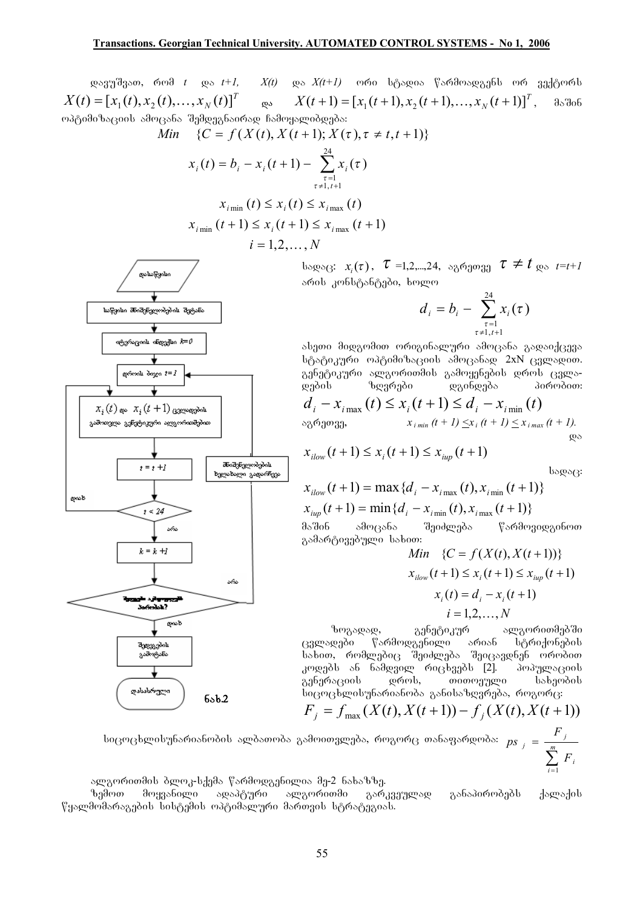დავუშვათ, რომ $t$ და $t+1$, $X(t)$ და $X(t+1)$ ორი სტადია წარმოადგენს ორ ვექტორს $X(t) = [x_1(t), x_2(t), \dots, x_N(t)]^T$ და $X(t+1) = [x_1(t+1), x_2(t+1), \dots, x_N(t+1)]^T$, მაშინ ოპტიმიზაციის ამოცანა შემდეგნაირად ჩამოყალიბდება:

$$Min \quad \{C = f(X(t), X(t+1); X(\tau), \tau \neq t, t+1)\}$$

$$x_i(t) = b_i - x_i(t+1) - \sum_{\substack{\tau=1 \\ \tau \neq 1, t+1}}^{24} x_i(\tau)$$

$$x_{i\min}(t) \le x_i(t) \le x_{i\max}(t)$$

$$x_{i\min}(t+1) \le x_i(t+1) \le x_{i\max}(t+1)$$

$$i = 1, 2, \dots, N$$

სადაც: $x_i(\tau)$, $\tau$ =1,2,...,24, აგრეთვე $\tau \neq t$ და $t=t+1$ არის კონსტანტები, ხოლო

$$d_i = b_i - \sum_{\substack{\tau=1 \\ \tau \neq 1, t+1}}^{24} x_i(\tau)$$

ასეთი მიდგომით ორიგინალური ამოცანა გადაიქცევა სტატიკური ოპტიმიზაციის ამოცანად 2xN ცვლადით. გენეტიკური ალგორითმის გამოყენების დროს ცვლადების ზღვრები დგინდება პირობით:

$$d_i - x_{i\max}(t) \le x_i(t+1) \le d_i - x_{i\min}(t)$$

აგრეთვე, $x_{i\,min}(t+1) \le x_i(t+1) \le x_{i\,max}(t+1)$. და

$$x_{ilow}(t+1) \le x_i(t+1) \le x_{iup}(t+1)$$

სადაც:

$$x_{ilow}(t+1) = \max\{d_i - x_{i\max}(t), x_{i\min}(t+1)\}$$

$$x_{iup}(t+1) = \min\{d_i - x_{i\min}(t), x_{i\max}(t+1)\}$$

მაშინ ამოცანა შეიძლება წარმოვიდგინოთ გამარტივებული სახით:

$$Min \quad \{C = f(X(t), X(t+1))\}$$

$$x_{ilow}(t+1) \le x_i(t+1) \le x_{iup}(t+1)$$

$$x_i(t) = d_i - x_i(t+1)$$

$$i = 1, 2, \dots, N$$

ზოგადად, გენეტიკურ ალგორითმებში ცვლადები წარმოდგენილი არიან სტრიქონების სახით, რომლებიც შეიძლება შეიცავდნენ ორობით კოდებს ან ნამდვილ რიცხვებს [2]. პოპულაციის გენერაციის დროს, თითოეული სახეობის სიცოცხლისუნარიანობა განისაზღვრება, როგორც:

$$F_j = f_{\max}(X(t), X(t+1)) - f_j(X(t), X(t+1))$$

სიცოცხლისუნარიანობის ალბათობა გამოითვლება, როგორც თანაფარდობა: $ps_j = \dfrac{F_j}{\sum_{i=1}^{m} F_i}$

ალგორითმის ბლოკ-სქემა წარმოდგენილია მე-2 ნახაზზე.

ზემოთ მოყვანილი ადაპტური ალგორითმი გარკვეულად განაპირობებს ქალაქის წყალმომარაგების სისტემის ოპტიმალური მართვის სტრატეგიას.

დასაწყისი → საწყისი შომუშვლდებების შეტანა → იტერაციის ინდექსი $k=0$ → დროის ბიჯი $t=1$ → $x_i(t)$ და $x_i(t+1)$ ცვლადების გამოთვლა გენეტიკური ალგორითმით → $t = t+1$ → $t < 24$ (დიახ → დროის ბიჯი; არა →) → $k = k+1$ → (არა → შომუშვლდებების ზღვრების გადარჩევა) ; დიახ → შედეგების გამოტანა → დასასრული

ნახ.2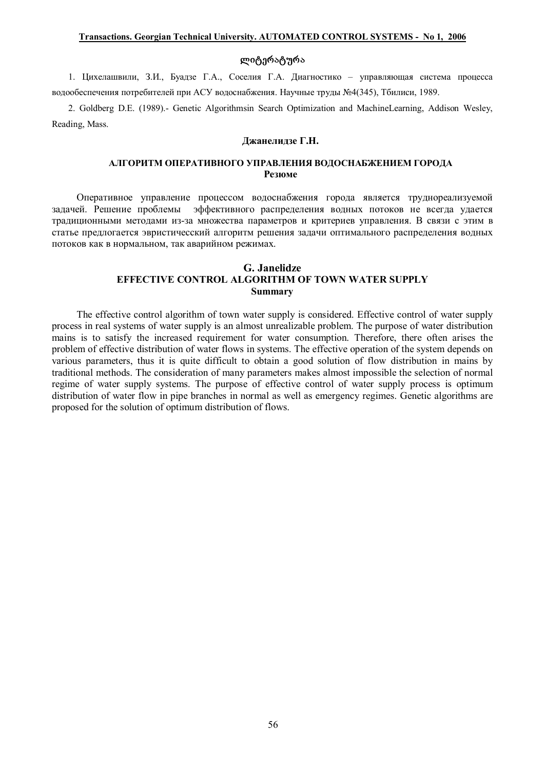## ლიტერატურა

1. Цихелашвили, З.И., Буадзе Г.А., Соселия Г.А. Диагностико – управляющая система процесса водообеспечения потребителей при АСУ водоснабжения. Научные труды №4(345), Тбилиси, 1989.

2. Goldberg D.E. (1989).- Genetic Algorithmsin Search Optimization and MachineLearning, Addison Wesley, Reading, Mass.

**Джанелидзе Г.Н.**

### АЛГОРИТМ ОПЕРАТИВНОГО УПРАВЛЕНИЯ ВОДОСНАБЖЕНИЕМ ГОРОДА

**Резюме**

Оперативное управление процессом водоснабжения города является труднореализуемой задачей. Решение проблемы эффективного распределения водных потоков не всегда удается традиционными методами из-за множества параметров и критериев управления. В связи с этим в статье предлогается эвристичесский алгоритм решения задачи оптимального распределения водных потоков как в нормальном, так аварийном режимах.

**G. Janelidze**

### EFFECTIVE CONTROL ALGORITHM OF TOWN WATER SUPPLY

**Summary**

The effective control algorithm of town water supply is considered. Effective control of water supply process in real systems of water supply is an almost unrealizable problem. The purpose of water distribution mains is to satisfy the increased requirement for water consumption. Therefore, there often arises the problem of effective distribution of water flows in systems. The effective operation of the system depends on various parameters, thus it is quite difficult to obtain a good solution of flow distribution in mains by traditional methods. The consideration of many parameters makes almost impossible the selection of normal regime of water supply systems. The purpose of effective control of water supply process is optimum distribution of water flow in pipe branches in normal as well as emergency regimes. Genetic algorithms are proposed for the solution of optimum distribution of flows.